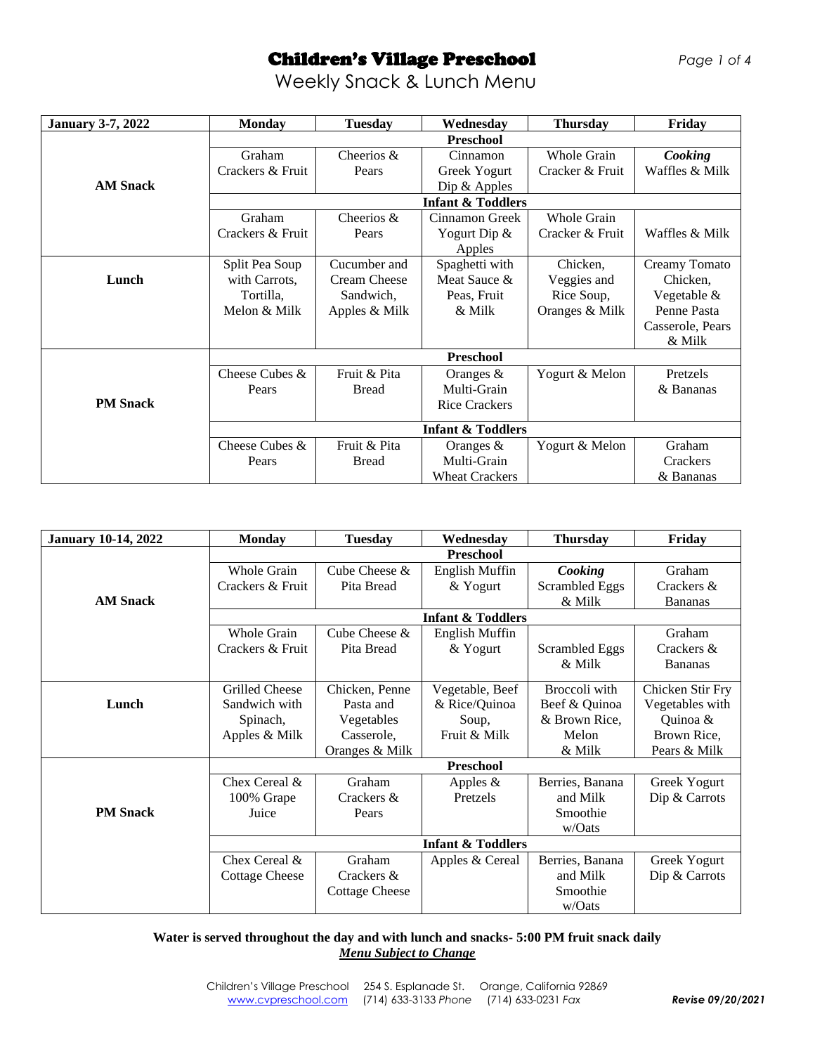# Children's Village Preschool

Weekly Snack & Lunch Menu

| January 3-7, 2022 | Monday | Tuesday | Wednesday | Thursday | Friday |
|---|---|---|---|---|---|
| **AM Snack** | **Preschool** | | | | |
| | Graham Crackers & Fruit | Cheerios & Pears | Cinnamon Greek Yogurt Dip & Apples | Whole Grain Cracker & Fruit | ***Cooking*** Waffles & Milk |
| | **Infant & Toddlers** | | | | |
| | Graham Crackers & Fruit | Cheerios & Pears | Cinnamon Greek Yogurt Dip & Apples | Whole Grain Cracker & Fruit | Waffles & Milk |
| **Lunch** | Split Pea Soup with Carrots, Tortilla, Melon & Milk | Cucumber and Cream Cheese Sandwich, Apples & Milk | Spaghetti with Meat Sauce & Peas, Fruit & Milk | Chicken, Veggies and Rice Soup, Oranges & Milk | Creamy Tomato Chicken, Vegetable & Penne Pasta Casserole, Pears & Milk |
| **PM Snack** | **Preschool** | | | | |
| | Cheese Cubes & Pears | Fruit & Pita Bread | Oranges & Multi-Grain Rice Crackers | Yogurt & Melon | Pretzels & Bananas |
| | **Infant & Toddlers** | | | | |
| | Cheese Cubes & Pears | Fruit & Pita Bread | Oranges & Multi-Grain Wheat Crackers | Yogurt & Melon | Graham Crackers & Bananas |

| January 10-14, 2022 | Monday | Tuesday | Wednesday | Thursday | Friday |
|---|---|---|---|---|---|
| **AM Snack** | **Preschool** | | | | |
| | Whole Grain Crackers & Fruit | Cube Cheese & Pita Bread | English Muffin & Yogurt | ***Cooking*** Scrambled Eggs & Milk | Graham Crackers & Bananas |
| | **Infant & Toddlers** | | | | |
| | Whole Grain Crackers & Fruit | Cube Cheese & Pita Bread | English Muffin & Yogurt | Scrambled Eggs & Milk | Graham Crackers & Bananas |
| **Lunch** | Grilled Cheese Sandwich with Spinach, Apples & Milk | Chicken, Penne Pasta and Vegetables Casserole, Oranges & Milk | Vegetable, Beef & Rice/Quinoa Soup, Fruit & Milk | Broccoli with Beef & Quinoa & Brown Rice, Melon & Milk | Chicken Stir Fry Vegetables with Quinoa & Brown Rice, Pears & Milk |
| **PM Snack** | **Preschool** | | | | |
| | Chex Cereal & 100% Grape Juice | Graham Crackers & Pears | Apples & Pretzels | Berries, Banana and Milk Smoothie w/Oats | Greek Yogurt Dip & Carrots |
| | **Infant & Toddlers** | | | | |
| | Chex Cereal & Cottage Cheese | Graham Crackers & Cottage Cheese | Apples & Cereal | Berries, Banana and Milk Smoothie w/Oats | Greek Yogurt Dip & Carrots |

**Water is served throughout the day and with lunch and snacks- 5:00 PM fruit snack daily**

***Menu Subject to Change***

Children's Village Preschool 254 S. Esplanade St. Orange, California 92869
www.cvpreschool.com (714) 633-3133 *Phone* (714) 633-0231 *Fax*

***Revise 09/20/2021***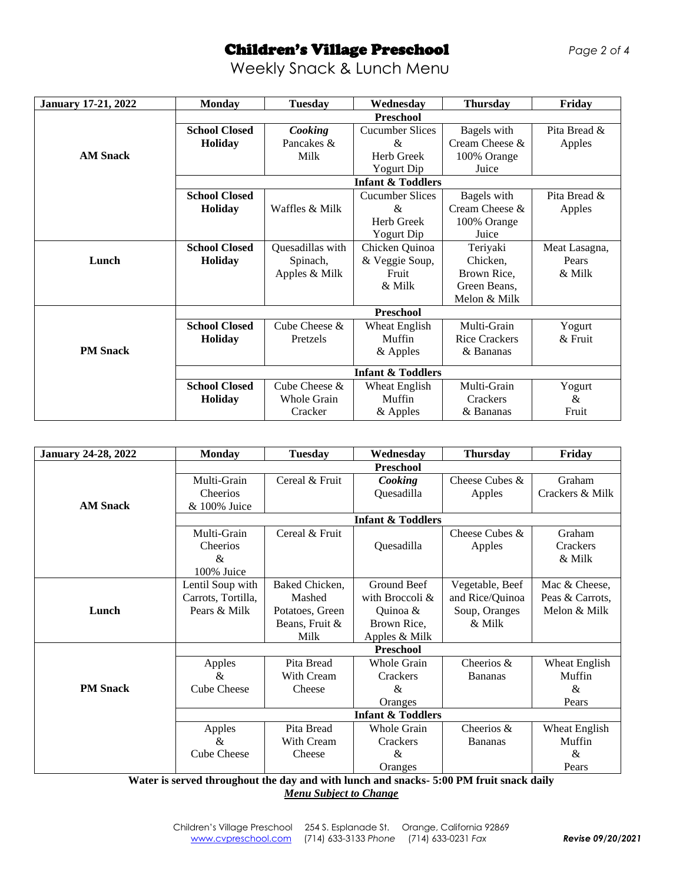# Children's Village Preschool

Weekly Snack & Lunch Menu

| January 17-21, 2022 | Monday | Tuesday | Wednesday | Thursday | Friday |
|---|---|---|---|---|---|
| | **Preschool** | | | | |
| **AM Snack** | **School Closed Holiday** | ***Cooking*** Pancakes & Milk | Cucumber Slices & Herb Greek Yogurt Dip | Bagels with Cream Cheese & 100% Orange Juice | Pita Bread & Apples |
| | **Infant & Toddlers** | | | | |
| | **School Closed Holiday** | Waffles & Milk | Cucumber Slices & Herb Greek Yogurt Dip | Bagels with Cream Cheese & 100% Orange Juice | Pita Bread & Apples |
| **Lunch** | **School Closed Holiday** | Quesadillas with Spinach, Apples & Milk | Chicken Quinoa & Veggie Soup, Fruit & Milk | Teriyaki Chicken, Brown Rice, Green Beans, Melon & Milk | Meat Lasagna, Pears & Milk |
| | **Preschool** | | | | |
| **PM Snack** | **School Closed Holiday** | Cube Cheese & Pretzels | Wheat English Muffin & Apples | Multi-Grain Rice Crackers & Bananas | Yogurt & Fruit |
| | **Infant & Toddlers** | | | | |
| | **School Closed Holiday** | Cube Cheese & Whole Grain Cracker | Wheat English Muffin & Apples | Multi-Grain Crackers & Bananas | Yogurt & Fruit |

| January 24-28, 2022 | Monday | Tuesday | Wednesday | Thursday | Friday |
|---|---|---|---|---|---|
| | **Preschool** | | | | |
| **AM Snack** | Multi-Grain Cheerios & 100% Juice | Cereal & Fruit | ***Cooking*** Quesadilla | Cheese Cubes & Apples | Graham Crackers & Milk |
| | **Infant & Toddlers** | | | | |
| | Multi-Grain Cheerios & 100% Juice | Cereal & Fruit | Quesadilla | Cheese Cubes & Apples | Graham Crackers & Milk |
| **Lunch** | Lentil Soup with Carrots, Tortilla, Pears & Milk | Baked Chicken, Mashed Potatoes, Green Beans, Fruit & Milk | Ground Beef with Broccoli & Quinoa & Brown Rice, Apples & Milk | Vegetable, Beef and Rice/Quinoa Soup, Oranges & Milk | Mac & Cheese, Peas & Carrots, Melon & Milk |
| | **Preschool** | | | | |
| **PM Snack** | Apples & Cube Cheese | Pita Bread With Cream Cheese | Whole Grain Crackers & Oranges | Cheerios & Bananas | Wheat English Muffin & Pears |
| | **Infant & Toddlers** | | | | |
| | Apples & Cube Cheese | Pita Bread With Cream Cheese | Whole Grain Crackers & Oranges | Cheerios & Bananas | Wheat English Muffin & Pears |

**Water is served throughout the day and with lunch and snacks- 5:00 PM fruit snack daily**

***Menu Subject to Change***

Children's Village Preschool 254 S. Esplanade St. Orange, California 92869
www.cvpreschool.com (714) 633-3133 *Phone* (714) 633-0231 *Fax*

***Revise 09/20/2021***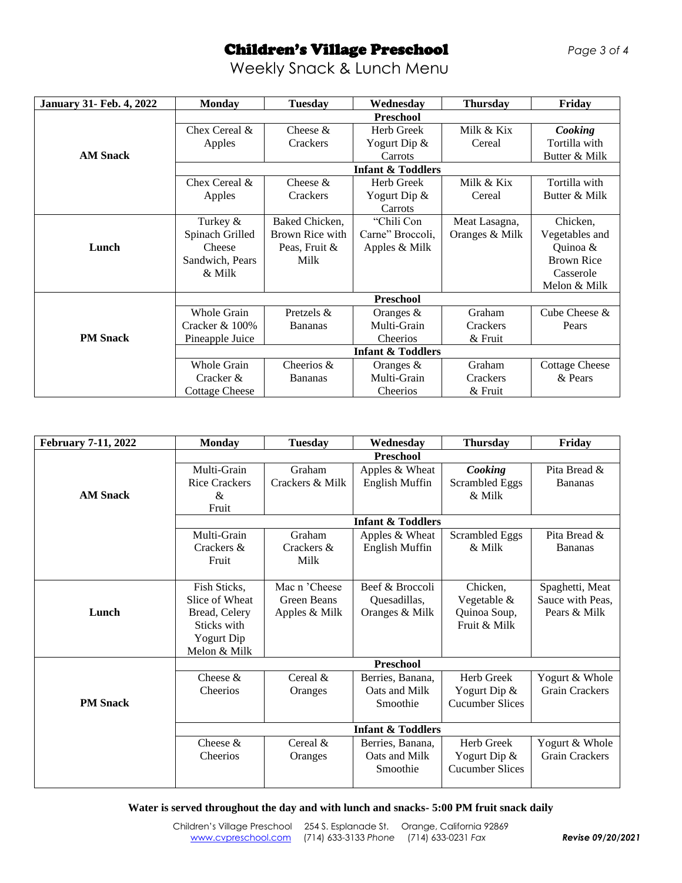# Children's Village Preschool

Weekly Snack & Lunch Menu

| January 31- Feb. 4, 2022 | Monday | Tuesday | Wednesday | Thursday | Friday |
|---|---|---|---|---|---|
| **AM Snack** | **Preschool** | | | | |
| | Chex Cereal & Apples | Cheese & Crackers | Herb Greek Yogurt Dip & Carrots | Milk & Kix Cereal | ***Cooking*** Tortilla with Butter & Milk |
| | **Infant & Toddlers** | | | | |
| | Chex Cereal & Apples | Cheese & Crackers | Herb Greek Yogurt Dip & Carrots | Milk & Kix Cereal | Tortilla with Butter & Milk |
| **Lunch** | Turkey & Spinach Grilled Cheese Sandwich, Pears & Milk | Baked Chicken, Brown Rice with Peas, Fruit & Milk | "Chili Con Carne" Broccoli, Apples & Milk | Meat Lasagna, Oranges & Milk | Chicken, Vegetables and Quinoa & Brown Rice Casserole Melon & Milk |
| **PM Snack** | **Preschool** | | | | |
| | Whole Grain Cracker & 100% Pineapple Juice | Pretzels & Bananas | Oranges & Multi-Grain Cheerios | Graham Crackers & Fruit | Cube Cheese & Pears |
| | **Infant & Toddlers** | | | | |
| | Whole Grain Cracker & Cottage Cheese | Cheerios & Bananas | Oranges & Multi-Grain Cheerios | Graham Crackers & Fruit | Cottage Cheese & Pears |

| February 7-11, 2022 | Monday | Tuesday | Wednesday | Thursday | Friday |
|---|---|---|---|---|---|
| **AM Snack** | **Preschool** | | | | |
| | Multi-Grain Rice Crackers & Fruit | Graham Crackers & Milk | Apples & Wheat English Muffin | ***Cooking*** Scrambled Eggs & Milk | Pita Bread & Bananas |
| | **Infant & Toddlers** | | | | |
| | Multi-Grain Crackers & Fruit | Graham Crackers & Milk | Apples & Wheat English Muffin | Scrambled Eggs & Milk | Pita Bread & Bananas |
| **Lunch** | Fish Sticks, Slice of Wheat Bread, Celery Sticks with Yogurt Dip Melon & Milk | Mac n 'Cheese Green Beans Apples & Milk | Beef & Broccoli Quesadillas, Oranges & Milk | Chicken, Vegetable & Quinoa Soup, Fruit & Milk | Spaghetti, Meat Sauce with Peas, Pears & Milk |
| **PM Snack** | **Preschool** | | | | |
| | Cheese & Cheerios | Cereal & Oranges | Berries, Banana, Oats and Milk Smoothie | Herb Greek Yogurt Dip & Cucumber Slices | Yogurt & Whole Grain Crackers |
| | **Infant & Toddlers** | | | | |
| | Cheese & Cheerios | Cereal & Oranges | Berries, Banana, Oats and Milk Smoothie | Herb Greek Yogurt Dip & Cucumber Slices | Yogurt & Whole Grain Crackers |

**Water is served throughout the day and with lunch and snacks- 5:00 PM fruit snack daily**

Children's Village Preschool 254 S. Esplanade St. Orange, California 92869
www.cvpreschool.com (714) 633-3133 *Phone* (714) 633-0231 *Fax*

***Revise 09/20/2021***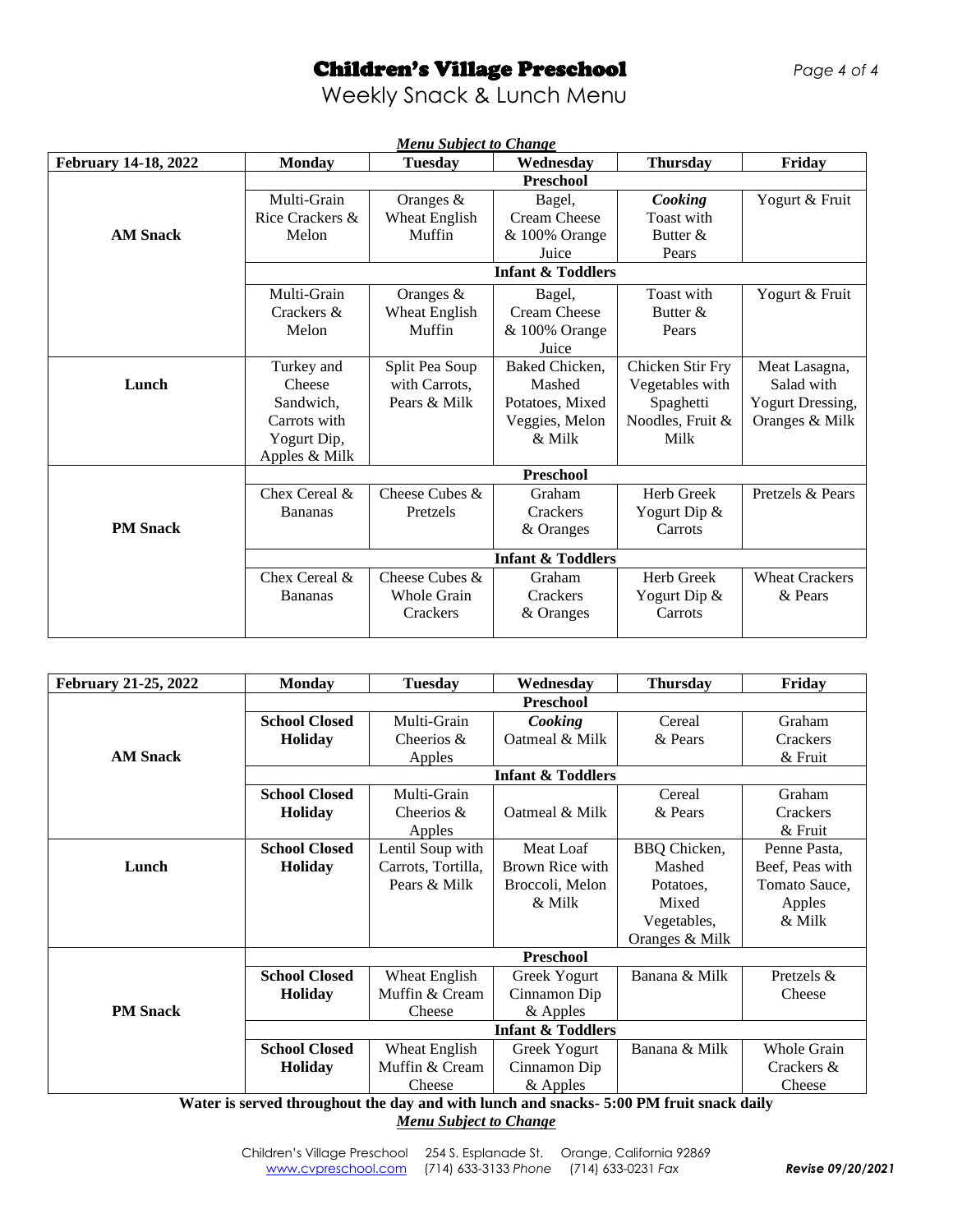# Children's Village Preschool

## Weekly Snack & Lunch Menu

***Menu Subject to Change***

| **February 14-18, 2022** | **Monday** | **Tuesday** | **Wednesday** | **Thursday** | **Friday** |
|---|---|---|---|---|---|
| | **Preschool** | | | | |
| **AM Snack** | Multi-Grain Rice Crackers & Melon | Oranges & Wheat English Muffin | Bagel, Cream Cheese & 100% Orange Juice | ***Cooking*** Toast with Butter & Pears | Yogurt & Fruit |
| | **Infant & Toddlers** | | | | |
| | Multi-Grain Crackers & Melon | Oranges & Wheat English Muffin | Bagel, Cream Cheese & 100% Orange Juice | Toast with Butter & Pears | Yogurt & Fruit |
| **Lunch** | Turkey and Cheese Sandwich, Carrots with Yogurt Dip, Apples & Milk | Split Pea Soup with Carrots, Pears & Milk | Baked Chicken, Mashed Potatoes, Mixed Veggies, Melon & Milk | Chicken Stir Fry Vegetables with Spaghetti Noodles, Fruit & Milk | Meat Lasagna, Salad with Yogurt Dressing, Oranges & Milk |
| | **Preschool** | | | | |
| **PM Snack** | Chex Cereal & Bananas | Cheese Cubes & Pretzels | Graham Crackers & Oranges | Herb Greek Yogurt Dip & Carrots | Pretzels & Pears |
| | **Infant & Toddlers** | | | | |
| | Chex Cereal & Bananas | Cheese Cubes & Whole Grain Crackers | Graham Crackers & Oranges | Herb Greek Yogurt Dip & Carrots | Wheat Crackers & Pears |

| **February 21-25, 2022** | **Monday** | **Tuesday** | **Wednesday** | **Thursday** | **Friday** |
|---|---|---|---|---|---|
| | **Preschool** | | | | |
| **AM Snack** | **School Closed Holiday** | Multi-Grain Cheerios & Apples | ***Cooking*** Oatmeal & Milk | Cereal & Pears | Graham Crackers & Fruit |
| | **Infant & Toddlers** | | | | |
| | **School Closed Holiday** | Multi-Grain Cheerios & Apples | Oatmeal & Milk | Cereal & Pears | Graham Crackers & Fruit |
| **Lunch** | **School Closed Holiday** | Lentil Soup with Carrots, Tortilla, Pears & Milk | Meat Loaf Brown Rice with Broccoli, Melon & Milk | BBQ Chicken, Mashed Potatoes, Mixed Vegetables, Oranges & Milk | Penne Pasta, Beef, Peas with Tomato Sauce, Apples & Milk |
| | **Preschool** | | | | |
| **PM Snack** | **School Closed Holiday** | Wheat English Muffin & Cream Cheese | Greek Yogurt Cinnamon Dip & Apples | Banana & Milk | Pretzels & Cheese |
| | **Infant & Toddlers** | | | | |
| | **School Closed Holiday** | Wheat English Muffin & Cream Cheese | Greek Yogurt Cinnamon Dip & Apples | Banana & Milk | Whole Grain Crackers & Cheese |

**Water is served throughout the day and with lunch and snacks- 5:00 PM fruit snack daily**

***Menu Subject to Change***

Children's Village Preschool 254 S. Esplanade St. Orange, California 92869
www.cvpreschool.com (714) 633-3133 *Phone* (714) 633-0231 *Fax*

***Revise 09/20/2021***